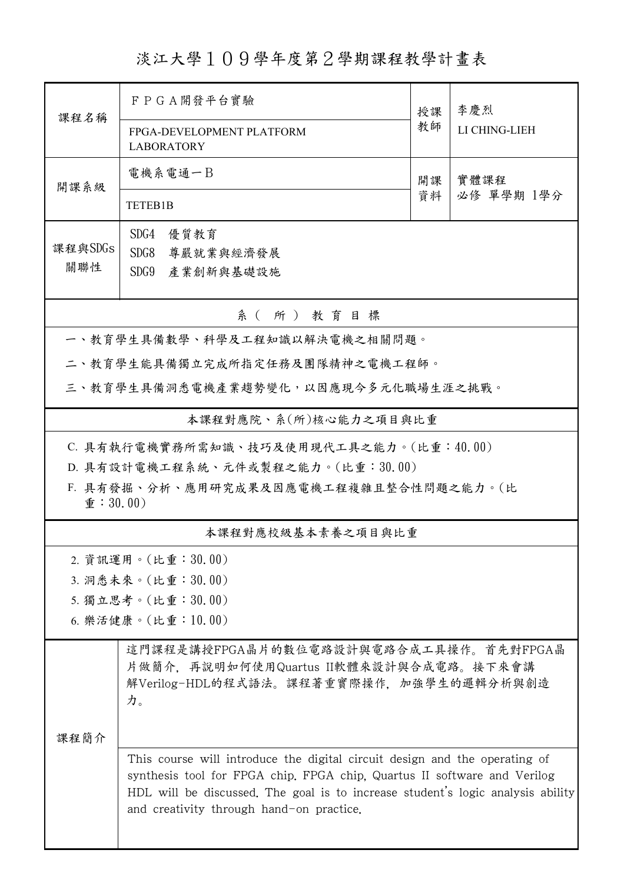# 淡江大學１０９學年度第２學期課程教學計畫表

| 課程名稱 | ＦＰＧＡ開發平台實驗<br>FPGA-DEVELOPMENT PLATFORM LABORATORY | 授課教師 | 李慶烈<br>LI CHING-LIEH |
|---|---|---|---|
| 開課系級 | 電機系電通一Ｂ<br>TETEB1B | 開課資料 | 實體課程<br>必修 單學期 1學分 |
| 課程與SDGs關聯性 | SDG4 優質教育<br>SDG8 尊嚴就業與經濟發展<br>SDG9 產業創新與基礎設施 | | |

## 系（所）教育目標

一、教育學生具備數學、科學及工程知識以解決電機之相關問題。

二、教育學生能具備獨立完成所指定任務及團隊精神之電機工程師。

三、教育學生具備洞悉電機產業趨勢變化，以因應現今多元化職場生涯之挑戰。

## 本課程對應院、系(所)核心能力之項目與比重

C. 具有執行電機實務所需知識、技巧及使用現代工具之能力。(比重：40.00)

D. 具有設計電機工程系統、元件或製程之能力。(比重：30.00)

F. 具有發掘、分析、應用研究成果及因應電機工程複雜且整合性問題之能力。(比重：30.00)

## 本課程對應校級基本素養之項目與比重

2. 資訊運用。(比重：30.00)
3. 洞悉未來。(比重：30.00)
5. 獨立思考。(比重：30.00)
6. 樂活健康。(比重：10.00)

## 課程簡介

這門課程是講授FPGA晶片的數位電路設計與電路合成工具操作。首先對FPGA晶片做簡介，再說明如何使用Quartus II軟體來設計與合成電路。接下來會講解Verilog-HDL的程式語法。課程著重實際操作，加強學生的邏輯分析與創造力。

This course will introduce the digital circuit design and the operating of synthesis tool for FPGA chip. FPGA chip, Quartus II software and Verilog HDL will be discussed. The goal is to increase student's logic analysis ability and creativity through hand-on practice.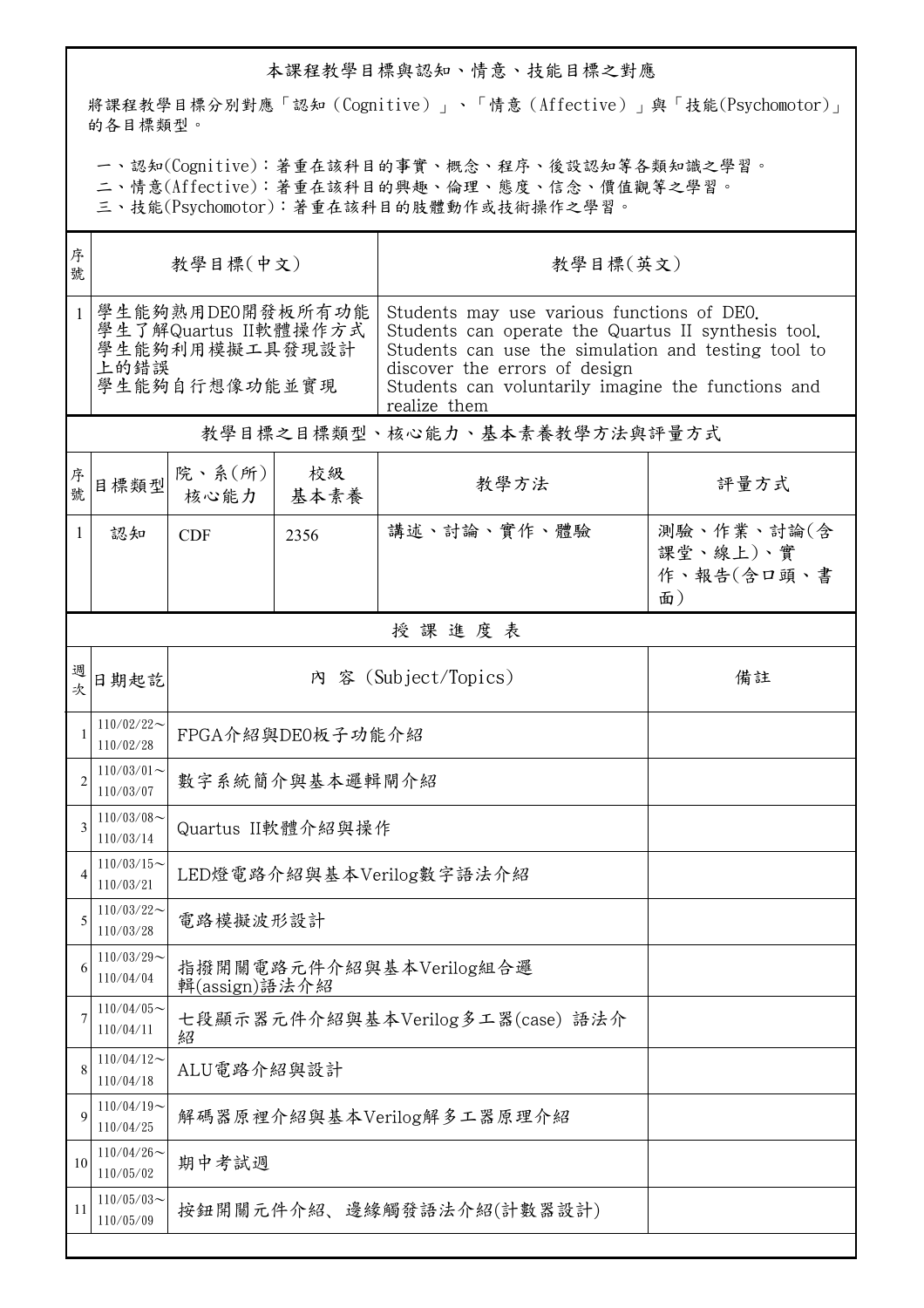## 本課程教學目標與認知、情意、技能目標之對應

將課程教學目標分別對應「認知（Cognitive）」、「情意（Affective）」與「技能(Psychomotor)」的各目標類型。

一、認知(Cognitive)：著重在該科目的事實、概念、程序、後設認知等各類知識之學習。
二、情意(Affective)：著重在該科目的興趣、倫理、態度、信念、價值觀等之學習。
三、技能(Psychomotor)：著重在該科目的肢體動作或技術操作之學習。

| 序號 | 教學目標(中文) | 教學目標(英文) |
|---|---|---|
| 1 | 學生能夠熟用DE0開發板所有功能<br>學生了解Quartus II軟體操作方式<br>學生能夠利用模擬工具發現設計上的錯誤<br>學生能夠自行想像功能並實現 | Students may use various functions of DE0.<br>Students can operate the Quartus II synthesis tool.<br>Students can use the simulation and testing tool to discover the errors of design<br>Students can voluntarily imagine the functions and realize them |

## 教學目標之目標類型、核心能力、基本素養教學方法與評量方式

| 序號 | 目標類型 | 院、系(所)核心能力 | 校級基本素養 | 教學方法 | 評量方式 |
|---|---|---|---|---|---|
| 1 | 認知 | CDF | 2356 | 講述、討論、實作、體驗 | 測驗、作業、討論(含課堂、線上)、實作、報告(含口頭、書面) |

## 授 課 進 度 表

| 週次 | 日期起訖 | 內 容 (Subject/Topics) | 備註 |
|---|---|---|---|
| 1 | 110/02/22～110/02/28 | FPGA介紹與DE0板子功能介紹 | |
| 2 | 110/03/01～110/03/07 | 數字系統簡介與基本邏輯閘介紹 | |
| 3 | 110/03/08～110/03/14 | Quartus II軟體介紹與操作 | |
| 4 | 110/03/15～110/03/21 | LED燈電路介紹與基本Verilog數字語法介紹 | |
| 5 | 110/03/22～110/03/28 | 電路模擬波形設計 | |
| 6 | 110/03/29～110/04/04 | 指撥開關電路元件介紹與基本Verilog組合邏輯(assign)語法介紹 | |
| 7 | 110/04/05～110/04/11 | 七段顯示器元件介紹與基本Verilog多工器(case) 語法介紹 | |
| 8 | 110/04/12～110/04/18 | ALU電路介紹與設計 | |
| 9 | 110/04/19～110/04/25 | 解碼器原裡介紹與基本Verilog解多工器原理介紹 | |
| 10 | 110/04/26～110/05/02 | 期中考試週 | |
| 11 | 110/05/03～110/05/09 | 按鈕開關元件介紹、邊緣觸發語法介紹(計數器設計) | |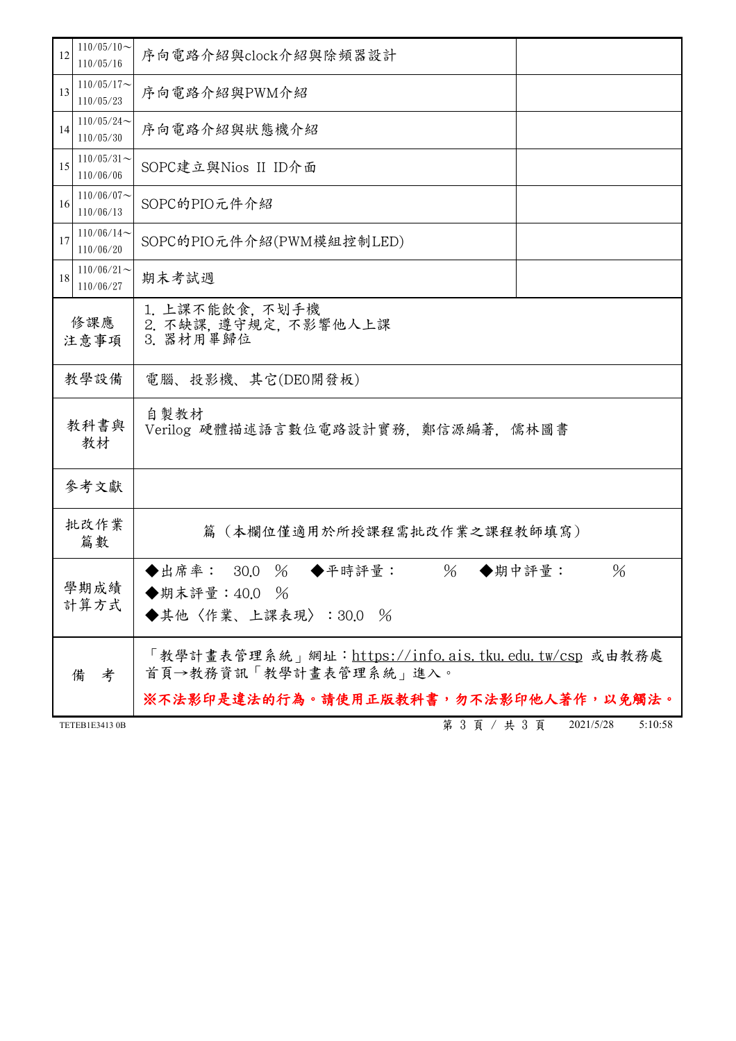| | | | |
|---|---|---|---|
| 12 | 110/05/10～110/05/16 | 序向電路介紹與clock介紹與除頻器設計 | |
| 13 | 110/05/17～110/05/23 | 序向電路介紹與PWM介紹 | |
| 14 | 110/05/24～110/05/30 | 序向電路介紹與狀態機介紹 | |
| 15 | 110/05/31～110/06/06 | SOPC建立與Nios II ID介面 | |
| 16 | 110/06/07～110/06/13 | SOPC的PIO元件介紹 | |
| 17 | 110/06/14～110/06/20 | SOPC的PIO元件介紹(PWM模組控制LED) | |
| 18 | 110/06/21～110/06/27 | 期末考試週 | |

| | |
|---|---|
| 修課應注意事項 | 1. 上課不能飲食，不划手機<br>2. 不缺課，遵守規定，不影響他人上課<br>3. 器材用畢歸位 |
| 教學設備 | 電腦、投影機、其它(DE0開發板) |
| 教科書與教材 | 自製教材<br>Verilog 硬體描述語言數位電路設計實務，鄭信源編著，儒林圖書 |
| 參考文獻 | |
| 批改作業篇數 | 篇（本欄位僅適用於所授課程需批改作業之課程教師填寫） |
| 學期成績計算方式 | ◆出席率： 30.0 ％　◆平時評量： ％　◆期中評量： ％<br>◆期末評量：40.0 ％<br>◆其他〈作業、上課表現〉：30.0 ％ |
| 備　考 | 「教學計畫表管理系統」網址：https://info.ais.tku.edu.tw/csp 或由教務處首頁→教務資訊「教學計畫表管理系統」進入。<br>**※不法影印是違法的行為。請使用正版教科書，勿不法影印他人著作，以免觸法。** |

TETEB1E3413 0B　　2021/5/28　5:10:58